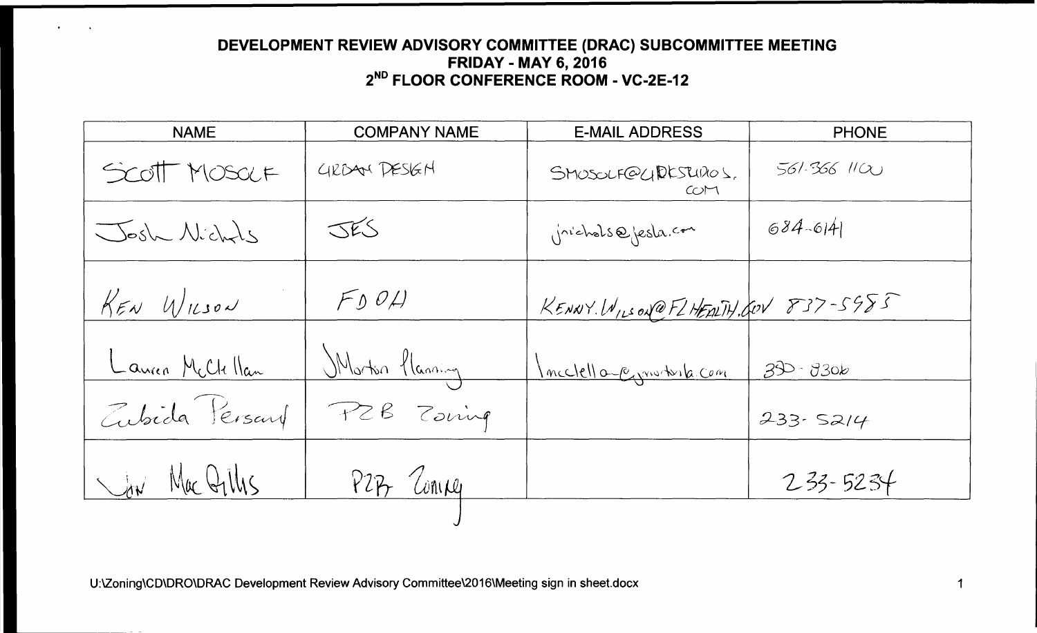# DEVELOPMENT REVIEW ADVISORY COMMITTEE (DRAC) SUBCOMMITTEE MEETING

## FRIDAY - MAY 6, 2016

## 2ND FLOOR CONFERENCE ROOM - VC-2E-12

| NAME | COMPANY NAME | E-MAIL ADDRESS | PHONE |
|---|---|---|---|
| SCOTT MOSOLF | URBAN DESIGN | SMOSOLF@UDKSTUDIOS.COM | 561-366 1100 |
| Josh Nichols | JES | jnichols@jesla.com | 684-6141 |
| KEN WILSON | FDOH | KENNY.WILSON@FLHEALTH.GOV | 837-5985 |
| Lauren McClellan | JMorton Planning | lmcclellan@jmortonla.com | 330-8306 |
| Zubida Persaud | PZB Zoning | | 233-5214 |
| Jan MacGillis | PZB Zoning | | 233-5234 |

U:\Zoning\CD\DRO\DRAC Development Review Advisory Committee\2016\Meeting sign in sheet.docx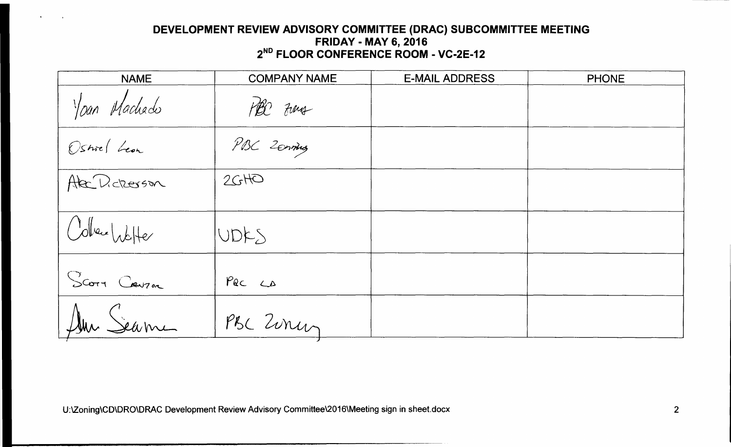**DEVELOPMENT REVIEW ADVISORY COMMITTEE (DRAC) SUBCOMMITTEE MEETING**
**FRIDAY - MAY 6, 2016**
**2ND FLOOR CONFERENCE ROOM - VC-2E-12**

| NAME | COMPANY NAME | E-MAIL ADDRESS | PHONE |
|---|---|---|---|
| Yoan Machado | PBC Zoning | | |
| Oshiel Leon | PBC Zoning | | |
| Alec Dickerson | 2GHO | | |
| Colleen Walter | UDKS | | |
| Scott Cranton | PBC LA | | |
| Ann Seaman | PBC Zoning | | |

U:\Zoning\CD\DRO\DRAC Development Review Advisory Committee\2016\Meeting sign in sheet.docx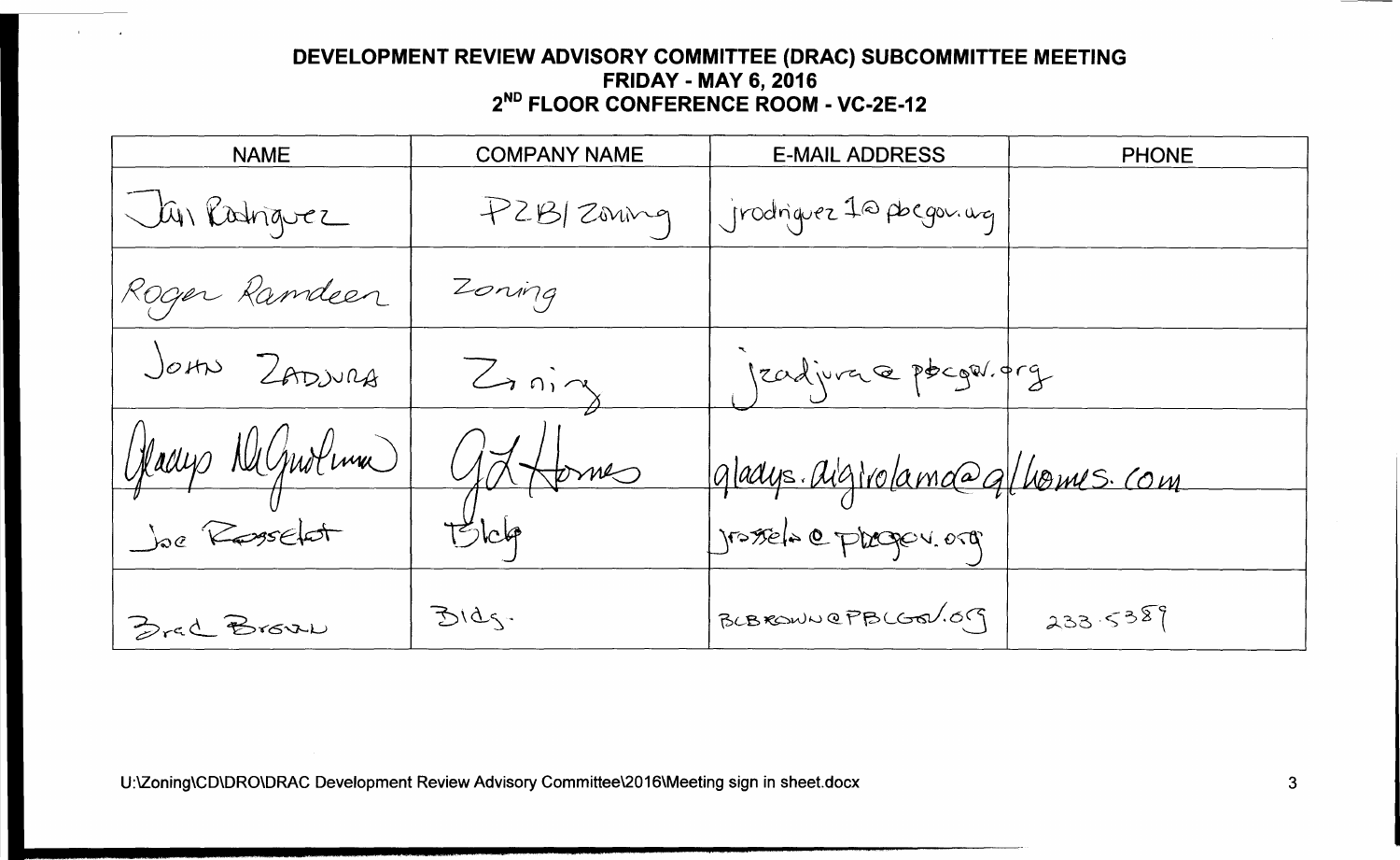# DEVELOPMENT REVIEW ADVISORY COMMITTEE (DRAC) SUBCOMMITTEE MEETING
## FRIDAY - MAY 6, 2016
## 2ND FLOOR CONFERENCE ROOM - VC-2E-12

| NAME | COMPANY NAME | E-MAIL ADDRESS | PHONE |
|---|---|---|---|
| Jan Rodriguez | PZB/Zoning | jrodriguez1@pbcgov.org | |
| Roger Ramdeen | Zoning | | |
| JOHN ZADJURA | Zoning | jzadjura@pbcgov.org | |
| Gladys DiGirolamo | GL Homes | gladys.digirolamo@glhomes.com | |
| Joe Rosselot | Bldg | jrossela@pbcgov.org | |
| Brad Brown | Bldg. | BCBROWN@PBCGOV.ORG | 233.5389 |

U:\Zoning\CD\DRO\DRAC Development Review Advisory Committee\2016\Meeting sign in sheet.docx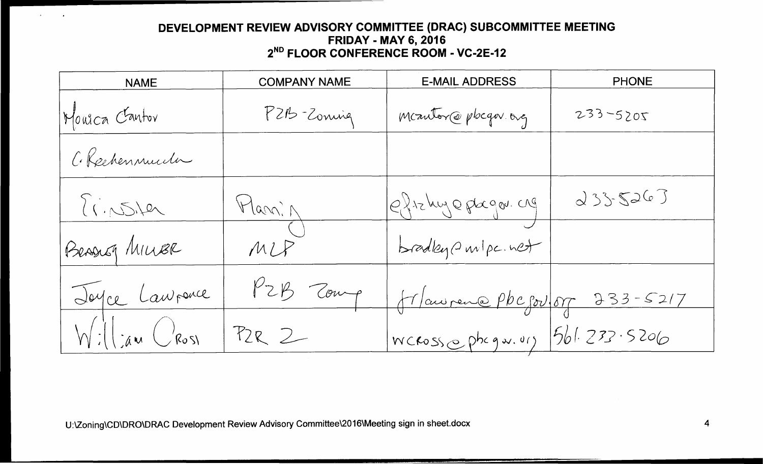# DEVELOPMENT REVIEW ADVISORY COMMITTEE (DRAC) SUBCOMMITTEE MEETING
## FRIDAY - MAY 6, 2016
## 2ND FLOOR CONFERENCE ROOM - VC-2E-12

| NAME | COMPANY NAME | E-MAIL ADDRESS | PHONE |
|---|---|---|---|
| Monica Cantor | PZB - Zoning | mcantor@pbcgov.org | 233-5205 |
| C. Rechenmueller | | | |
| E. Fitzhugh | Planning | efitzhug@pbcgov.org | 233-5263 |
| Bradley Miller | MLP | bradley@mlpc.net | |
| Joyce Lawrence | PZB Zoning | jlawrence@pbcgov.org | 233-5217 |
| William Cross | PZB Z | wcross@pbcgov.org | 561.233.5206 |

U:\Zoning\CD\DRO\DRAC Development Review Advisory Committee\2016\Meeting sign in sheet.docx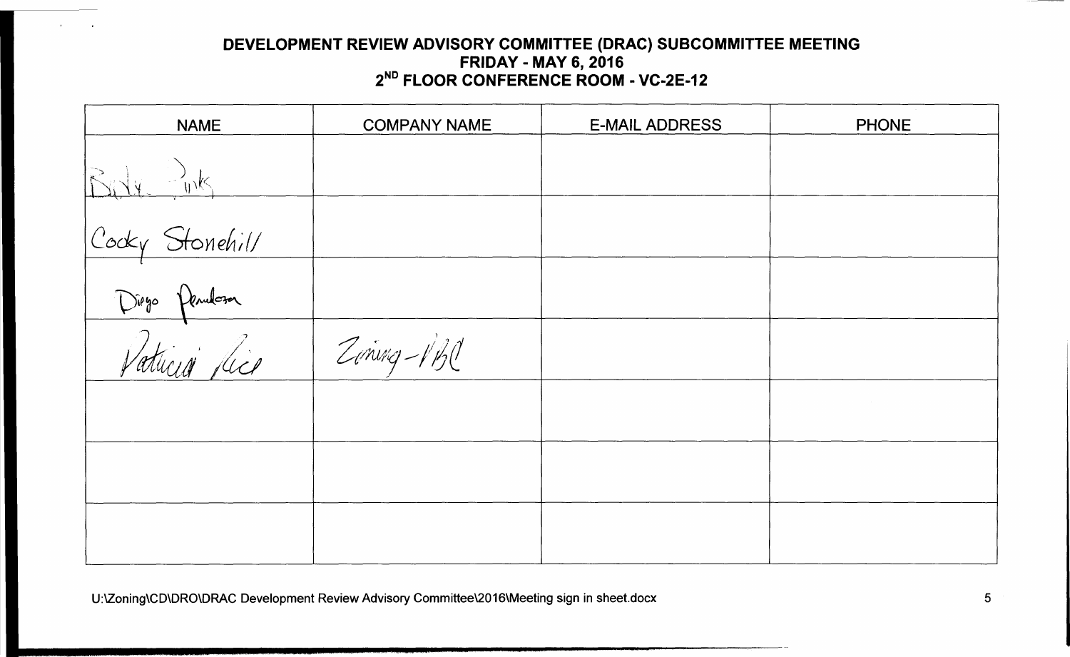**DEVELOPMENT REVIEW ADVISORY COMMITTEE (DRAC) SUBCOMMITTEE MEETING**
**FRIDAY - MAY 6, 2016**
**2ND FLOOR CONFERENCE ROOM - VC-2E-12**

| NAME | COMPANY NAME | E-MAIL ADDRESS | PHONE |
|---|---|---|---|
| Betty Pinks | | | |
| Cocky Stonehill | | | |
| Diego Pendleton | | | |
| Patricia Rice | Zoning - PBC | | |
| | | | |
| | | | |
| | | | |

U:\Zoning\CD\DRO\DRAC Development Review Advisory Committee\2016\Meeting sign in sheet.docx